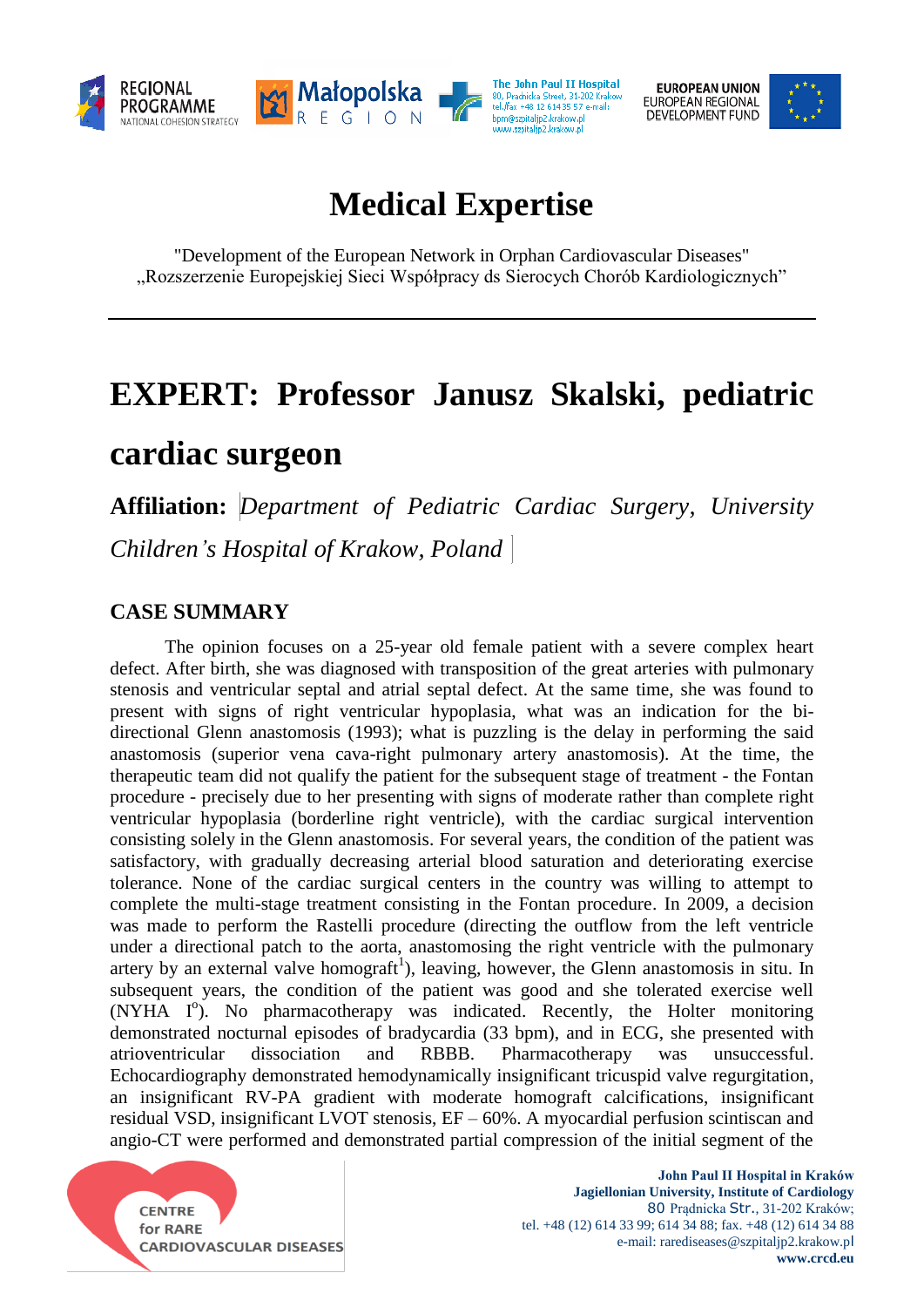# Medical Expertise

"Development of the European Network in Orphan Cardiovascular Diseases"
„Rozszerzenie Europejskiej Sieci Współpracy ds Sierocych Chorób Kardiologicznych"

---

## EXPERT: Professor Janusz Skalski, pediatric cardiac surgeon

**Affiliation:** *Department of Pediatric Cardiac Surgery, University Children's Hospital of Krakow, Poland*

### CASE SUMMARY

The opinion focuses on a 25-year old female patient with a severe complex heart defect. After birth, she was diagnosed with transposition of the great arteries with pulmonary stenosis and ventricular septal and atrial septal defect. At the same time, she was found to present with signs of right ventricular hypoplasia, what was an indication for the bi-directional Glenn anastomosis (1993); what is puzzling is the delay in performing the said anastomosis (superior vena cava-right pulmonary artery anastomosis). At the time, the therapeutic team did not qualify the patient for the subsequent stage of treatment - the Fontan procedure - precisely due to her presenting with signs of moderate rather than complete right ventricular hypoplasia (borderline right ventricle), with the cardiac surgical intervention consisting solely in the Glenn anastomosis. For several years, the condition of the patient was satisfactory, with gradually decreasing arterial blood saturation and deteriorating exercise tolerance. None of the cardiac surgical centers in the country was willing to attempt to complete the multi-stage treatment consisting in the Fontan procedure. In 2009, a decision was made to perform the Rastelli procedure (directing the outflow from the left ventricle under a directional patch to the aorta, anastomosing the right ventricle with the pulmonary artery by an external valve homograft[1]), leaving, however, the Glenn anastomosis in situ. In subsequent years, the condition of the patient was good and she tolerated exercise well (NYHA I°). No pharmacotherapy was indicated. Recently, the Holter monitoring demonstrated nocturnal episodes of bradycardia (33 bpm), and in ECG, she presented with atrioventricular dissociation and RBBB. Pharmacotherapy was unsuccessful. Echocardiography demonstrated hemodynamically insignificant tricuspid valve regurgitation, an insignificant RV-PA gradient with moderate homograft calcifications, insignificant residual VSD, insignificant LVOT stenosis, EF – 60%. A myocardial perfusion scintiscan and angio-CT were performed and demonstrated partial compression of the initial segment of the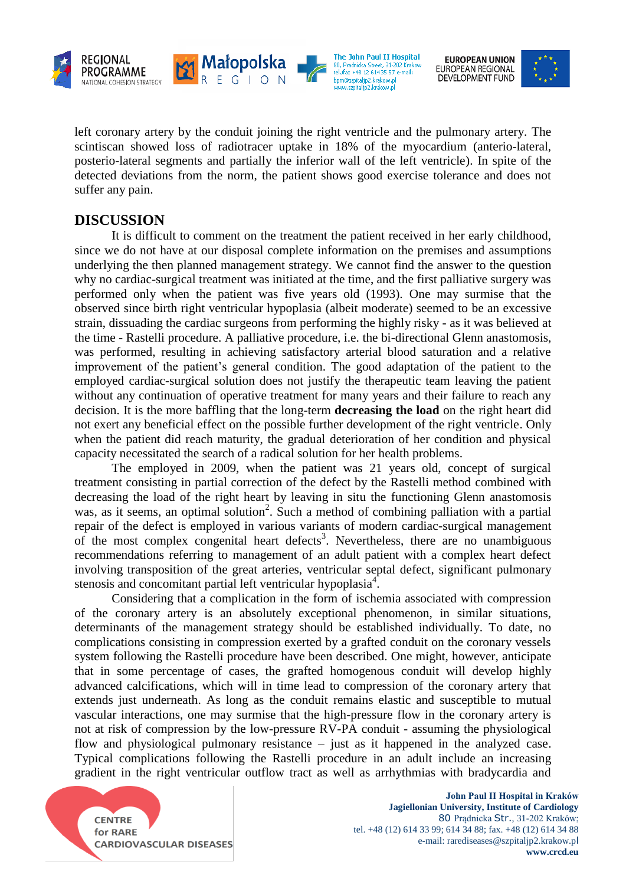left coronary artery by the conduit joining the right ventricle and the pulmonary artery. The scintiscan showed loss of radiotracer uptake in 18% of the myocardium (anterio-lateral, posterio-lateral segments and partially the inferior wall of the left ventricle). In spite of the detected deviations from the norm, the patient shows good exercise tolerance and does not suffer any pain.

## DISCUSSION

It is difficult to comment on the treatment the patient received in her early childhood, since we do not have at our disposal complete information on the premises and assumptions underlying the then planned management strategy. We cannot find the answer to the question why no cardiac-surgical treatment was initiated at the time, and the first palliative surgery was performed only when the patient was five years old (1993). One may surmise that the observed since birth right ventricular hypoplasia (albeit moderate) seemed to be an excessive strain, dissuading the cardiac surgeons from performing the highly risky - as it was believed at the time - Rastelli procedure. A palliative procedure, i.e. the bi-directional Glenn anastomosis, was performed, resulting in achieving satisfactory arterial blood saturation and a relative improvement of the patient's general condition. The good adaptation of the patient to the employed cardiac-surgical solution does not justify the therapeutic team leaving the patient without any continuation of operative treatment for many years and their failure to reach any decision. It is the more baffling that the long-term **decreasing the load** on the right heart did not exert any beneficial effect on the possible further development of the right ventricle. Only when the patient did reach maturity, the gradual deterioration of her condition and physical capacity necessitated the search of a radical solution for her health problems.

The employed in 2009, when the patient was 21 years old, concept of surgical treatment consisting in partial correction of the defect by the Rastelli method combined with decreasing the load of the right heart by leaving in situ the functioning Glenn anastomosis was, as it seems, an optimal solution[2]. Such a method of combining palliation with a partial repair of the defect is employed in various variants of modern cardiac-surgical management of the most complex congenital heart defects[3]. Nevertheless, there are no unambiguous recommendations referring to management of an adult patient with a complex heart defect involving transposition of the great arteries, ventricular septal defect, significant pulmonary stenosis and concomitant partial left ventricular hypoplasia[4].

Considering that a complication in the form of ischemia associated with compression of the coronary artery is an absolutely exceptional phenomenon, in similar situations, determinants of the management strategy should be established individually. To date, no complications consisting in compression exerted by a grafted conduit on the coronary vessels system following the Rastelli procedure have been described. One might, however, anticipate that in some percentage of cases, the grafted homogenous conduit will develop highly advanced calcifications, which will in time lead to compression of the coronary artery that extends just underneath. As long as the conduit remains elastic and susceptible to mutual vascular interactions, one may surmise that the high-pressure flow in the coronary artery is not at risk of compression by the low-pressure RV-PA conduit - assuming the physiological flow and physiological pulmonary resistance – just as it happened in the analyzed case. Typical complications following the Rastelli procedure in an adult include an increasing gradient in the right ventricular outflow tract as well as arrhythmias with bradycardia and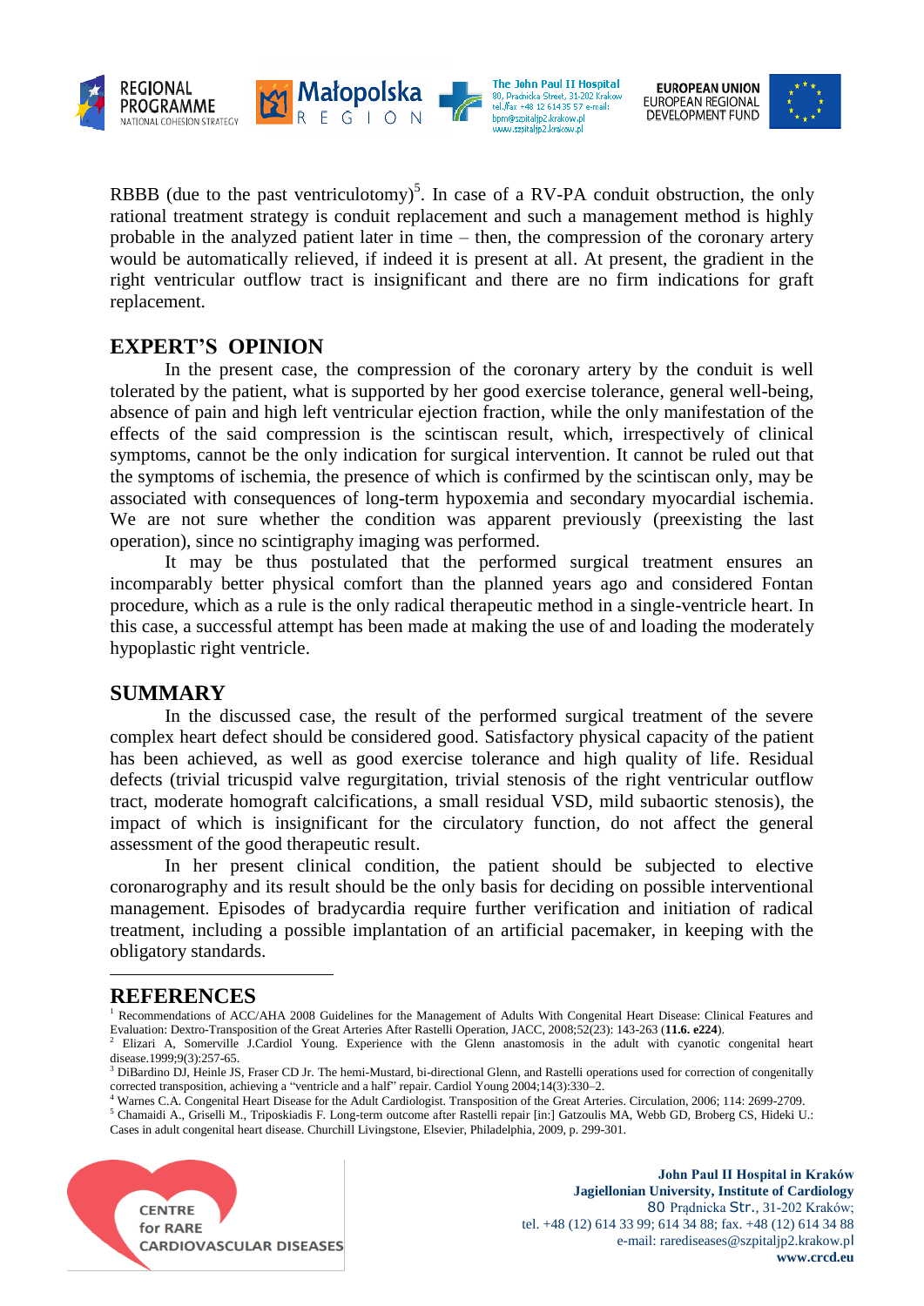RBBB (due to the past ventriculotomy)[5]. In case of a RV-PA conduit obstruction, the only rational treatment strategy is conduit replacement and such a management method is highly probable in the analyzed patient later in time – then, the compression of the coronary artery would be automatically relieved, if indeed it is present at all. At present, the gradient in the right ventricular outflow tract is insignificant and there are no firm indications for graft replacement.

## EXPERT'S OPINION

In the present case, the compression of the coronary artery by the conduit is well tolerated by the patient, what is supported by her good exercise tolerance, general well-being, absence of pain and high left ventricular ejection fraction, while the only manifestation of the effects of the said compression is the scintiscan result, which, irrespectively of clinical symptoms, cannot be the only indication for surgical intervention. It cannot be ruled out that the symptoms of ischemia, the presence of which is confirmed by the scintiscan only, may be associated with consequences of long-term hypoxemia and secondary myocardial ischemia. We are not sure whether the condition was apparent previously (preexisting the last operation), since no scintigraphy imaging was performed.

It may be thus postulated that the performed surgical treatment ensures an incomparably better physical comfort than the planned years ago and considered Fontan procedure, which as a rule is the only radical therapeutic method in a single-ventricle heart. In this case, a successful attempt has been made at making the use of and loading the moderately hypoplastic right ventricle.

## SUMMARY

In the discussed case, the result of the performed surgical treatment of the severe complex heart defect should be considered good. Satisfactory physical capacity of the patient has been achieved, as well as good exercise tolerance and high quality of life. Residual defects (trivial tricuspid valve regurgitation, trivial stenosis of the right ventricular outflow tract, moderate homograft calcifications, a small residual VSD, mild subaortic stenosis), the impact of which is insignificant for the circulatory function, do not affect the general assessment of the good therapeutic result.

In her present clinical condition, the patient should be subjected to elective coronarography and its result should be the only basis for deciding on possible interventional management. Episodes of bradycardia require further verification and initiation of radical treatment, including a possible implantation of an artificial pacemaker, in keeping with the obligatory standards.

## REFERENCES

[1] Recommendations of ACC/AHA 2008 Guidelines for the Management of Adults With Congenital Heart Disease: Clinical Features and Evaluation: Dextro-Transposition of the Great Arteries After Rastelli Operation, JACC, 2008;52(23): 143-263 (**11.6. e224**).

[2] Elizari A, Somerville J.Cardiol Young. Experience with the Glenn anastomosis in the adult with cyanotic congenital heart disease.1999;9(3):257-65.

[3] DiBardino DJ, Heinle JS, Fraser CD Jr. The hemi-Mustard, bi-directional Glenn, and Rastelli operations used for correction of congenitally corrected transposition, achieving a "ventricle and a half" repair. Cardiol Young 2004;14(3):330–2.

[4] Warnes C.A. Congenital Heart Disease for the Adult Cardiologist. Transposition of the Great Arteries. Circulation, 2006; 114: 2699-2709.

[5] Chamaidi A., Griselli M., Triposkiadis F. Long-term outcome after Rastelli repair [in:] Gatzoulis MA, Webb GD, Broberg CS, Hideki U.: Cases in adult congenital heart disease. Churchill Livingstone, Elsevier, Philadelphia, 2009, p. 299-301.